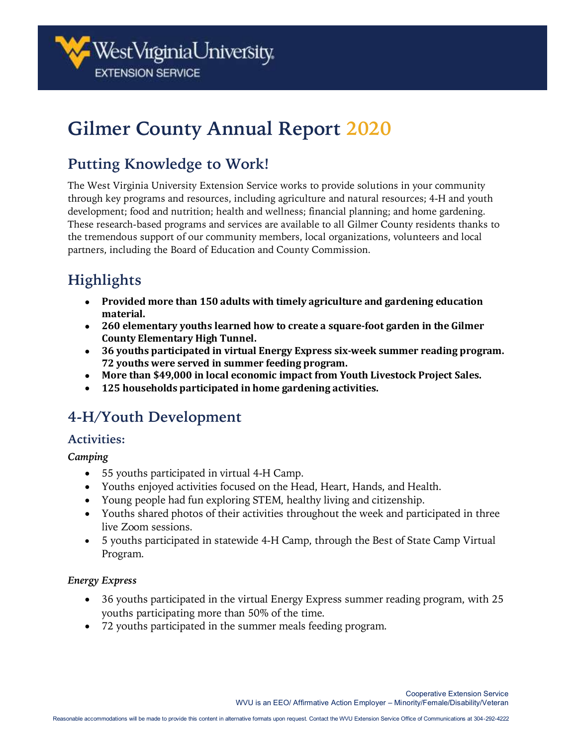# Gilmer County Annual Report 2020

## Putting Knowledge to Work!

The West Virginia University Extension Service works to provide solutions in your community through key programs and resources, including agriculture and natural resources; 4-H and youth development; food and nutrition; health and wellness; financial planning; and home gardening. These research-based programs and services are available to all Gilmer County residents thanks to the tremendous support of our community members, local organizations, volunteers and local partners, including the Board of Education and County Commission.

## Highlights

- **Provided more than 150 adults with timely agriculture and gardening education material.**
- **260 elementary youths learned how to create a square-foot garden in the Gilmer County Elementary High Tunnel.**
- **36 youths participated in virtual Energy Express six-week summer reading program. 72 youths were served in summer feeding program.**
- **More than $49,000 in local economic impact from Youth Livestock Project Sales.**
- **125 households participated in home gardening activities.**

## 4-H/Youth Development

### Activities:

*Camping*

- 55 youths participated in virtual 4-H Camp.
- Youths enjoyed activities focused on the Head, Heart, Hands, and Health.
- Young people had fun exploring STEM, healthy living and citizenship.
- Youths shared photos of their activities throughout the week and participated in three live Zoom sessions.
- 5 youths participated in statewide 4-H Camp, through the Best of State Camp Virtual Program.

*Energy Express*

- 36 youths participated in the virtual Energy Express summer reading program, with 25 youths participating more than 50% of the time.
- 72 youths participated in the summer meals feeding program.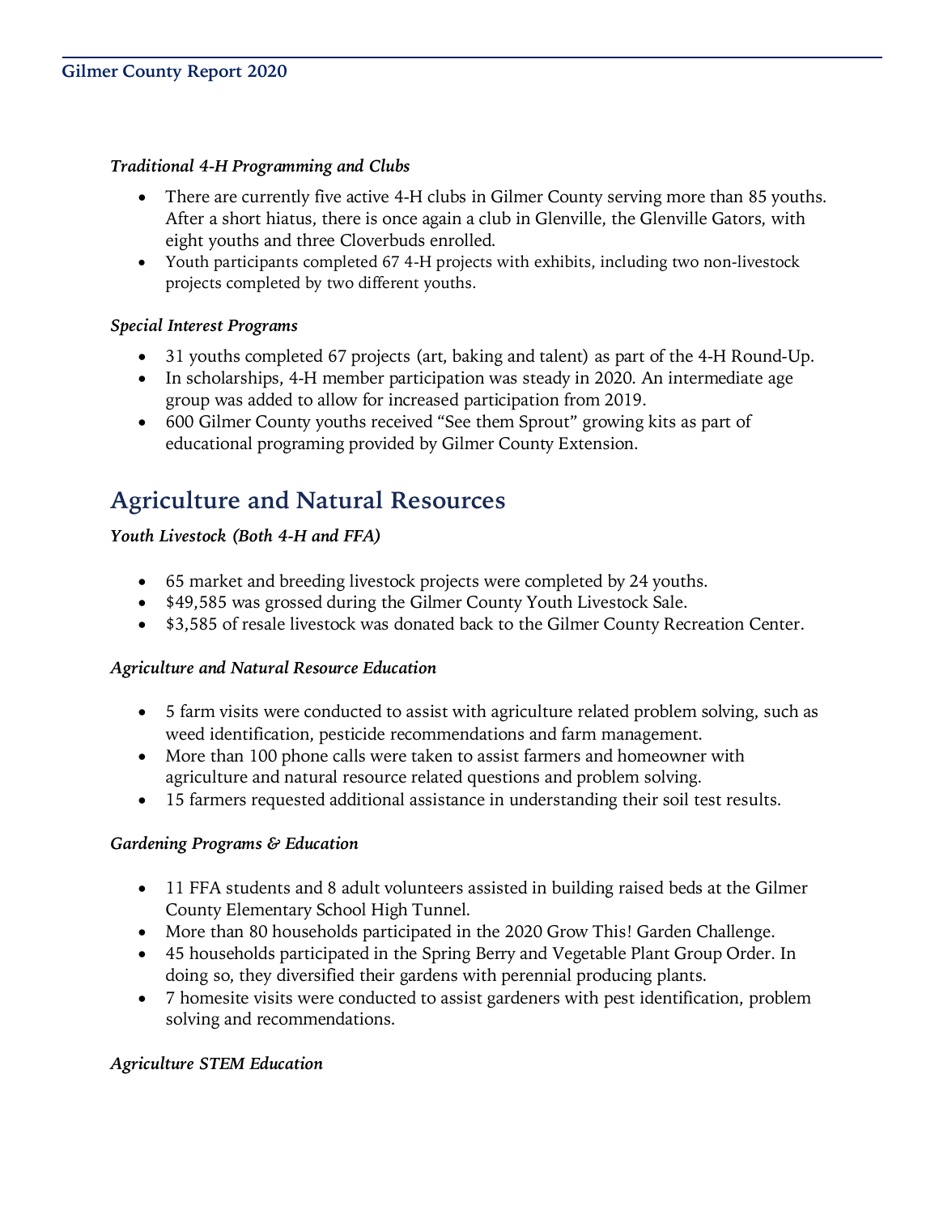*Traditional 4-H Programming and Clubs*

- There are currently five active 4-H clubs in Gilmer County serving more than 85 youths. After a short hiatus, there is once again a club in Glenville, the Glenville Gators, with eight youths and three Cloverbuds enrolled.
- Youth participants completed 67 4-H projects with exhibits, including two non-livestock projects completed by two different youths.

*Special Interest Programs*

- 31 youths completed 67 projects (art, baking and talent) as part of the 4-H Round-Up.
- In scholarships, 4-H member participation was steady in 2020. An intermediate age group was added to allow for increased participation from 2019.
- 600 Gilmer County youths received "See them Sprout" growing kits as part of educational programing provided by Gilmer County Extension.

## Agriculture and Natural Resources

*Youth Livestock (Both 4-H and FFA)*

- 65 market and breeding livestock projects were completed by 24 youths.
- $49,585 was grossed during the Gilmer County Youth Livestock Sale.
- $3,585 of resale livestock was donated back to the Gilmer County Recreation Center.

*Agriculture and Natural Resource Education*

- 5 farm visits were conducted to assist with agriculture related problem solving, such as weed identification, pesticide recommendations and farm management.
- More than 100 phone calls were taken to assist farmers and homeowner with agriculture and natural resource related questions and problem solving.
- 15 farmers requested additional assistance in understanding their soil test results.

*Gardening Programs & Education*

- 11 FFA students and 8 adult volunteers assisted in building raised beds at the Gilmer County Elementary School High Tunnel.
- More than 80 households participated in the 2020 Grow This! Garden Challenge.
- 45 households participated in the Spring Berry and Vegetable Plant Group Order. In doing so, they diversified their gardens with perennial producing plants.
- 7 homesite visits were conducted to assist gardeners with pest identification, problem solving and recommendations.

*Agriculture STEM Education*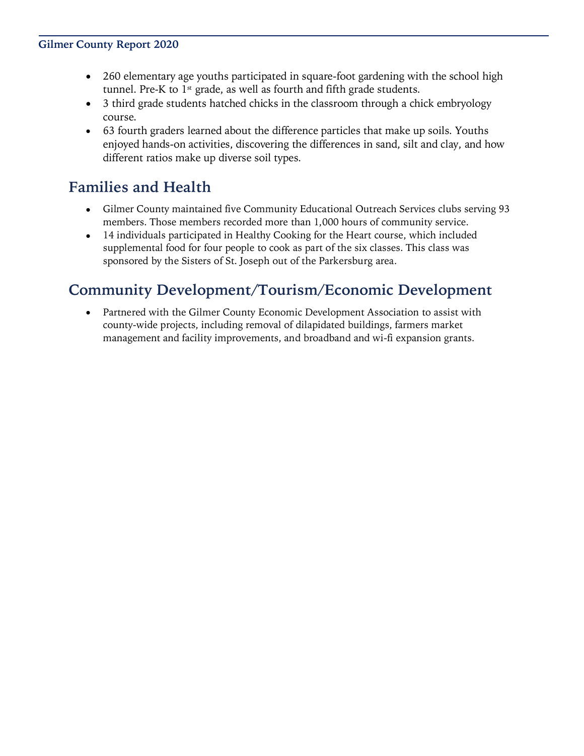- 260 elementary age youths participated in square-foot gardening with the school high tunnel. Pre-K to 1st grade, as well as fourth and fifth grade students.
- 3 third grade students hatched chicks in the classroom through a chick embryology course.
- 63 fourth graders learned about the difference particles that make up soils. Youths enjoyed hands-on activities, discovering the differences in sand, silt and clay, and how different ratios make up diverse soil types.

## Families and Health

- Gilmer County maintained five Community Educational Outreach Services clubs serving 93 members. Those members recorded more than 1,000 hours of community service.
- 14 individuals participated in Healthy Cooking for the Heart course, which included supplemental food for four people to cook as part of the six classes. This class was sponsored by the Sisters of St. Joseph out of the Parkersburg area.

## Community Development/Tourism/Economic Development

- Partnered with the Gilmer County Economic Development Association to assist with county-wide projects, including removal of dilapidated buildings, farmers market management and facility improvements, and broadband and wi-fi expansion grants.